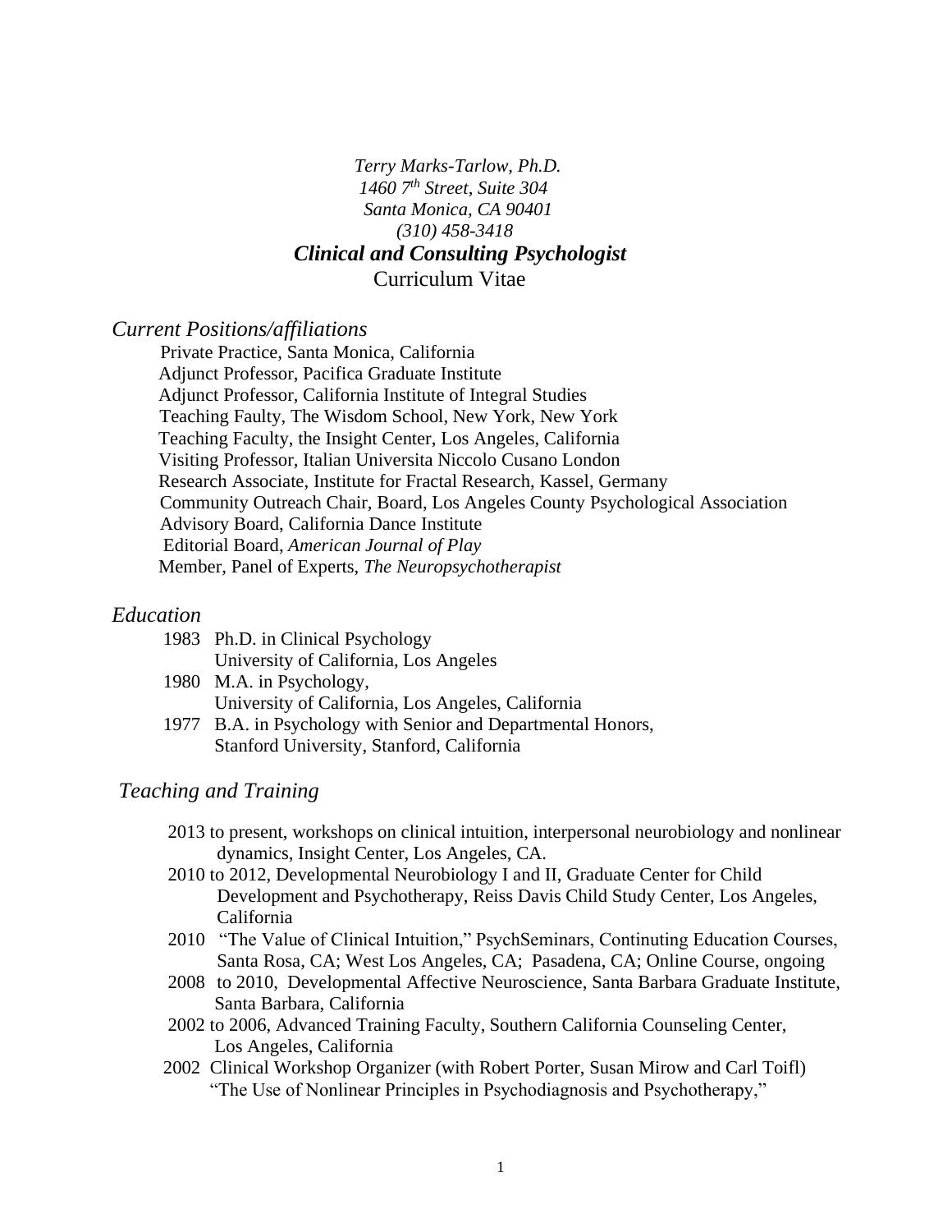*Terry Marks-Tarlow, Ph.D.*
*1460 7th Street, Suite 304*
*Santa Monica, CA 90401*
*(310) 458-3418*

***Clinical and Consulting Psychologist***

Curriculum Vitae

## *Current Positions/affiliations*

Private Practice, Santa Monica, California
Adjunct Professor, Pacifica Graduate Institute
Adjunct Professor, California Institute of Integral Studies
Teaching Faulty, The Wisdom School, New York, New York
Teaching Faculty, the Insight Center, Los Angeles, California
Visiting Professor, Italian Universita Niccolo Cusano London
Research Associate, Institute for Fractal Research, Kassel, Germany
Community Outreach Chair, Board, Los Angeles County Psychological Association
Advisory Board, California Dance Institute
Editorial Board, *American Journal of Play*
Member, Panel of Experts, *The Neuropsychotherapist*

## *Education*

1983 Ph.D. in Clinical Psychology
University of California, Los Angeles

1980 M.A. in Psychology,
University of California, Los Angeles, California

1977 B.A. in Psychology with Senior and Departmental Honors,
Stanford University, Stanford, California

## *Teaching and Training*

2013 to present, workshops on clinical intuition, interpersonal neurobiology and nonlinear dynamics, Insight Center, Los Angeles, CA.

2010 to 2012, Developmental Neurobiology I and II, Graduate Center for Child Development and Psychotherapy, Reiss Davis Child Study Center, Los Angeles, California

2010 "The Value of Clinical Intuition," PsychSeminars, Continuting Education Courses, Santa Rosa, CA; West Los Angeles, CA; Pasadena, CA; Online Course, ongoing

2008 to 2010, Developmental Affective Neuroscience, Santa Barbara Graduate Institute, Santa Barbara, California

2002 to 2006, Advanced Training Faculty, Southern California Counseling Center, Los Angeles, California

2002 Clinical Workshop Organizer (with Robert Porter, Susan Mirow and Carl Toifl) "The Use of Nonlinear Principles in Psychodiagnosis and Psychotherapy,"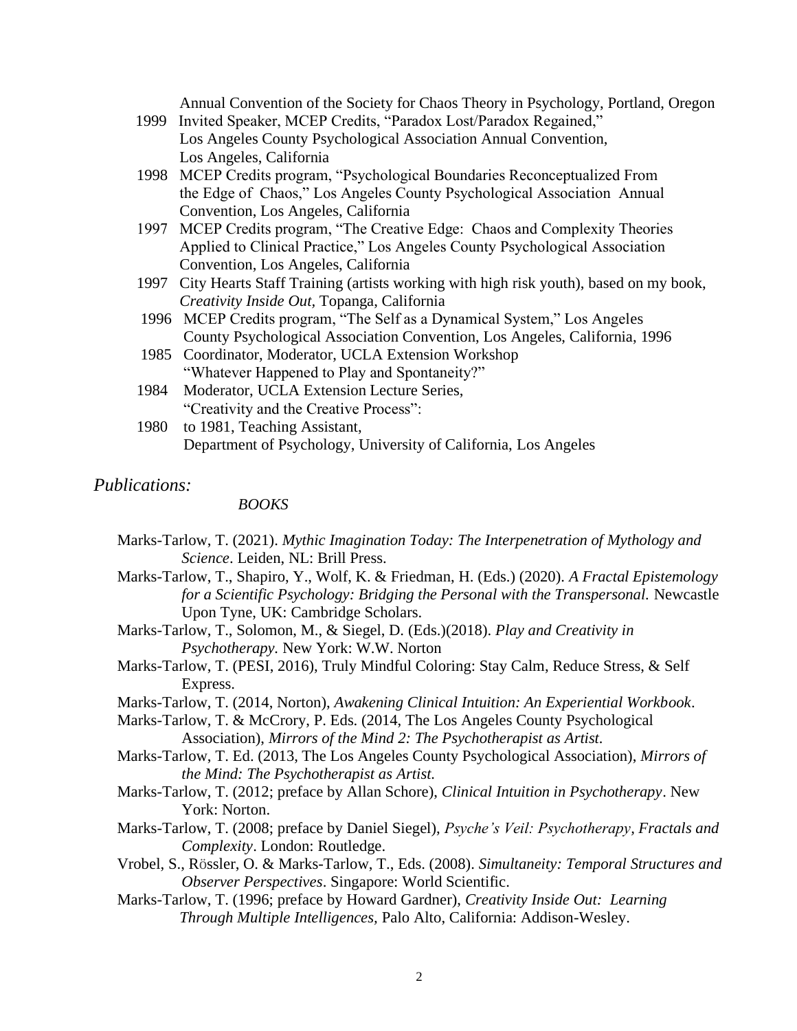Annual Convention of the Society for Chaos Theory in Psychology, Portland, Oregon

1999 Invited Speaker, MCEP Credits, "Paradox Lost/Paradox Regained," Los Angeles County Psychological Association Annual Convention, Los Angeles, California

1998 MCEP Credits program, "Psychological Boundaries Reconceptualized From the Edge of Chaos," Los Angeles County Psychological Association Annual Convention, Los Angeles, California

1997 MCEP Credits program, "The Creative Edge: Chaos and Complexity Theories Applied to Clinical Practice," Los Angeles County Psychological Association Convention, Los Angeles, California

1997 City Hearts Staff Training (artists working with high risk youth), based on my book, *Creativity Inside Out*, Topanga, California

1996 MCEP Credits program, "The Self as a Dynamical System," Los Angeles County Psychological Association Convention, Los Angeles, California, 1996

1985 Coordinator, Moderator, UCLA Extension Workshop "Whatever Happened to Play and Spontaneity?"

1984 Moderator, UCLA Extension Lecture Series, "Creativity and the Creative Process":

1980 to 1981, Teaching Assistant, Department of Psychology, University of California, Los Angeles

## *Publications:*

### *BOOKS*

Marks-Tarlow, T. (2021). *Mythic Imagination Today: The Interpenetration of Mythology and Science*. Leiden, NL: Brill Press.

Marks-Tarlow, T., Shapiro, Y., Wolf, K. & Friedman, H. (Eds.) (2020). *A Fractal Epistemology for a Scientific Psychology: Bridging the Personal with the Transpersonal.* Newcastle Upon Tyne, UK: Cambridge Scholars.

Marks-Tarlow, T., Solomon, M., & Siegel, D. (Eds.)(2018). *Play and Creativity in Psychotherapy*. New York: W.W. Norton

Marks-Tarlow, T. (PESI, 2016), Truly Mindful Coloring: Stay Calm, Reduce Stress, & Self Express.

Marks-Tarlow, T. (2014, Norton), *Awakening Clinical Intuition: An Experiential Workbook*.

Marks-Tarlow, T. & McCrory, P. Eds. (2014, The Los Angeles County Psychological Association), *Mirrors of the Mind 2: The Psychotherapist as Artist.*

Marks-Tarlow, T. Ed. (2013, The Los Angeles County Psychological Association), *Mirrors of the Mind: The Psychotherapist as Artist.*

Marks-Tarlow, T. (2012; preface by Allan Schore), *Clinical Intuition in Psychotherapy*. New York: Norton.

Marks-Tarlow, T. (2008; preface by Daniel Siegel), *Psyche's Veil: Psychotherapy, Fractals and Complexity*. London: Routledge.

Vrobel, S., Rössler, O. & Marks-Tarlow, T., Eds. (2008). *Simultaneity: Temporal Structures and Observer Perspectives*. Singapore: World Scientific.

Marks-Tarlow, T. (1996; preface by Howard Gardner), *Creativity Inside Out: Learning Through Multiple Intelligences*, Palo Alto, California: Addison-Wesley.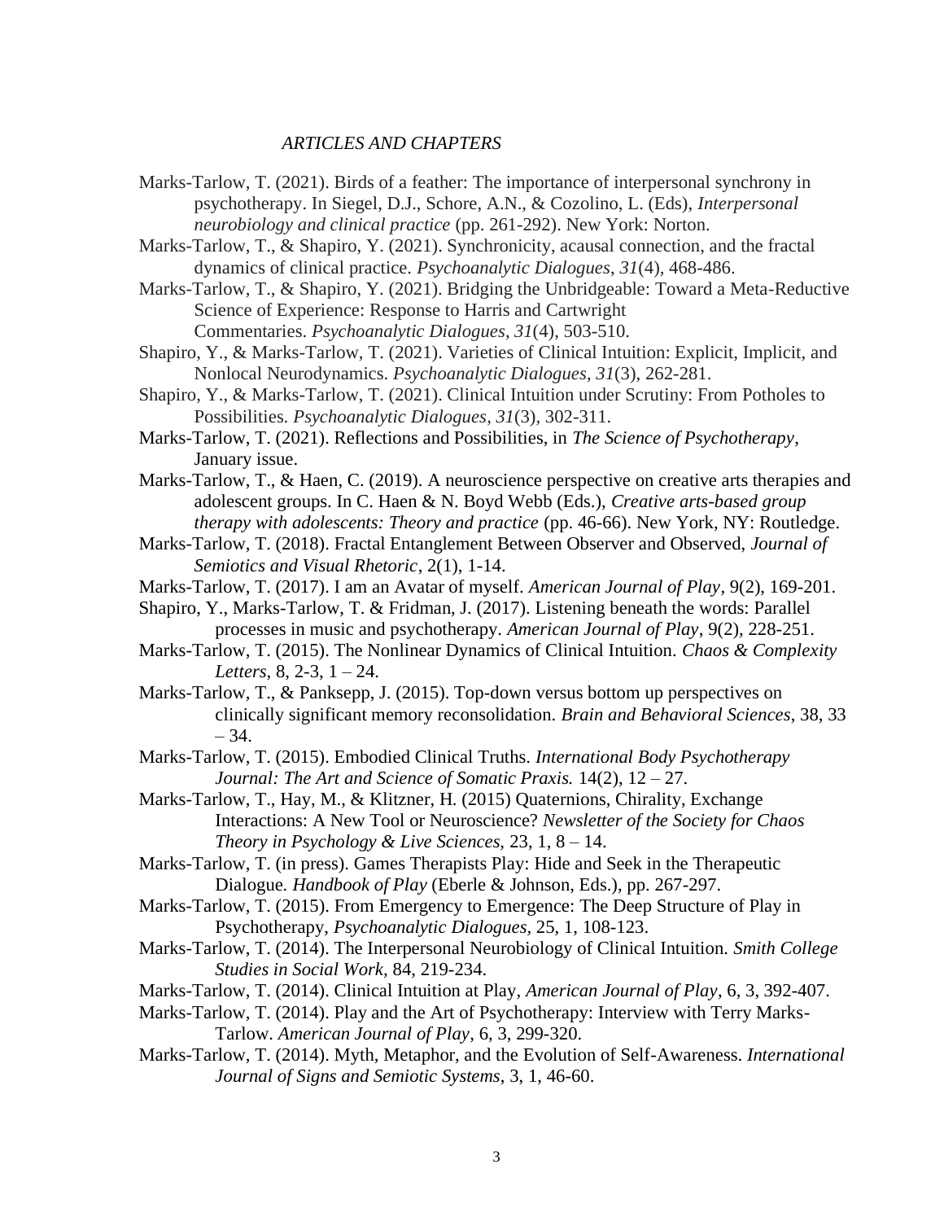*ARTICLES AND CHAPTERS*

Marks-Tarlow, T. (2021). Birds of a feather: The importance of interpersonal synchrony in psychotherapy. In Siegel, D.J., Schore, A.N., & Cozolino, L. (Eds), *Interpersonal neurobiology and clinical practice* (pp. 261-292). New York: Norton.

Marks-Tarlow, T., & Shapiro, Y. (2021). Synchronicity, acausal connection, and the fractal dynamics of clinical practice. *Psychoanalytic Dialogues*, *31*(4), 468-486.

Marks-Tarlow, T., & Shapiro, Y. (2021). Bridging the Unbridgeable: Toward a Meta-Reductive Science of Experience: Response to Harris and Cartwright Commentaries. *Psychoanalytic Dialogues*, *31*(4), 503-510.

Shapiro, Y., & Marks-Tarlow, T. (2021). Varieties of Clinical Intuition: Explicit, Implicit, and Nonlocal Neurodynamics. *Psychoanalytic Dialogues*, *31*(3), 262-281.

Shapiro, Y., & Marks-Tarlow, T. (2021). Clinical Intuition under Scrutiny: From Potholes to Possibilities. *Psychoanalytic Dialogues*, *31*(3), 302-311.

Marks-Tarlow, T. (2021). Reflections and Possibilities, in *The Science of Psychotherapy*, January issue.

Marks-Tarlow, T., & Haen, C. (2019). A neuroscience perspective on creative arts therapies and adolescent groups. In C. Haen & N. Boyd Webb (Eds.), *Creative arts-based group therapy with adolescents: Theory and practice* (pp. 46-66). New York, NY: Routledge.

Marks-Tarlow, T. (2018). Fractal Entanglement Between Observer and Observed, *Journal of Semiotics and Visual Rhetoric*, 2(1), 1-14.

Marks-Tarlow, T. (2017). I am an Avatar of myself. *American Journal of Play*, 9(2), 169-201.

Shapiro, Y., Marks-Tarlow, T. & Fridman, J. (2017). Listening beneath the words: Parallel processes in music and psychotherapy. *American Journal of Play*, 9(2), 228-251.

Marks-Tarlow, T. (2015). The Nonlinear Dynamics of Clinical Intuition. *Chaos & Complexity Letters*, 8, 2-3, 1 – 24.

Marks-Tarlow, T., & Panksepp, J. (2015). Top-down versus bottom up perspectives on clinically significant memory reconsolidation. *Brain and Behavioral Sciences*, 38, 33 – 34.

Marks-Tarlow, T. (2015). Embodied Clinical Truths. *International Body Psychotherapy Journal: The Art and Science of Somatic Praxis.* 14(2), 12 – 27.

Marks-Tarlow, T., Hay, M., & Klitzner, H. (2015) Quaternions, Chirality, Exchange Interactions: A New Tool or Neuroscience? *Newsletter of the Society for Chaos Theory in Psychology & Live Sciences*, 23, 1, 8 – 14.

Marks-Tarlow, T. (in press). Games Therapists Play: Hide and Seek in the Therapeutic Dialogue. *Handbook of Play* (Eberle & Johnson, Eds.), pp. 267-297.

Marks-Tarlow, T. (2015). From Emergency to Emergence: The Deep Structure of Play in Psychotherapy, *Psychoanalytic Dialogues*, 25, 1, 108-123.

Marks-Tarlow, T. (2014). The Interpersonal Neurobiology of Clinical Intuition. *Smith College Studies in Social Work*, 84, 219-234.

Marks-Tarlow, T. (2014). Clinical Intuition at Play, *American Journal of Play*, 6, 3, 392-407.

Marks-Tarlow, T. (2014). Play and the Art of Psychotherapy: Interview with Terry Marks-Tarlow. *American Journal of Play*, 6, 3, 299-320.

Marks-Tarlow, T. (2014). Myth, Metaphor, and the Evolution of Self-Awareness. *International Journal of Signs and Semiotic Systems*, 3, 1, 46-60.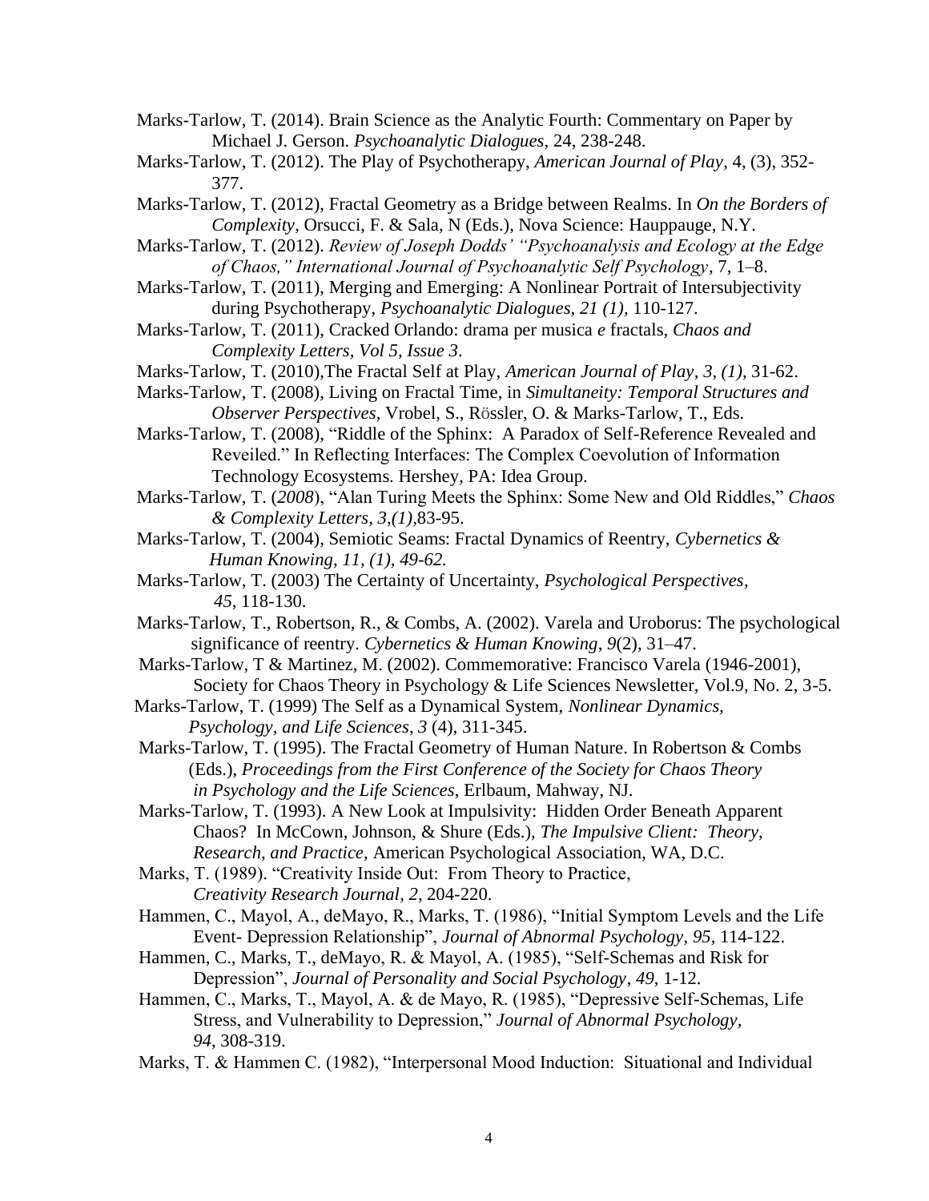Marks-Tarlow, T. (2014). Brain Science as the Analytic Fourth: Commentary on Paper by Michael J. Gerson. *Psychoanalytic Dialogues*, 24, 238-248.

Marks-Tarlow, T. (2012). The Play of Psychotherapy, *American Journal of Play*, 4, (3), 352-377.

Marks-Tarlow, T. (2012), Fractal Geometry as a Bridge between Realms. In *On the Borders of Complexity*, Orsucci, F. & Sala, N (Eds.), Nova Science: Hauppauge, N.Y.

Marks-Tarlow, T. (2012). *Review of Joseph Dodds' "Psychoanalysis and Ecology at the Edge of Chaos," International Journal of Psychoanalytic Self Psychology*, 7, 1–8.

Marks-Tarlow, T. (2011), Merging and Emerging: A Nonlinear Portrait of Intersubjectivity during Psychotherapy, *Psychoanalytic Dialogues, 21 (1),* 110-127.

Marks-Tarlow, T. (2011), Cracked Orlando: drama per musica *e* fractals, *Chaos and Complexity Letters, Vol 5, Issue 3*.

Marks-Tarlow, T. (2010),The Fractal Self at Play, *American Journal of Play*, *3, (1)*, 31-62.

Marks-Tarlow, T. (2008), Living on Fractal Time, in *Simultaneity: Temporal Structures and Observer Perspectives*, Vrobel, S., Rössler, O. & Marks-Tarlow, T., Eds.

Marks-Tarlow, T. (2008), "Riddle of the Sphinx: A Paradox of Self-Reference Revealed and Reveiled." In Reflecting Interfaces: The Complex Coevolution of Information Technology Ecosystems. Hershey, PA: Idea Group.

Marks-Tarlow, T. (*2008*), "Alan Turing Meets the Sphinx: Some New and Old Riddles," *Chaos & Complexity Letters, 3,(1),*83-95.

Marks-Tarlow, T. (2004), Semiotic Seams: Fractal Dynamics of Reentry, *Cybernetics & Human Knowing, 11, (1), 49-62.*

Marks-Tarlow, T. (2003) The Certainty of Uncertainty, *Psychological Perspectives*, *45*, 118-130.

Marks-Tarlow, T., Robertson, R., & Combs, A. (2002). Varela and Uroborus: The psychological significance of reentry. *Cybernetics & Human Knowing*, *9*(2), 31–47.

Marks-Tarlow, T & Martinez, M. (2002). Commemorative: Francisco Varela (1946-2001), Society for Chaos Theory in Psychology & Life Sciences Newsletter, Vol.9, No. 2, 3-5.

Marks-Tarlow, T. (1999) The Self as a Dynamical System, *Nonlinear Dynamics, Psychology, and Life Sciences*, *3* (4), 311-345.

Marks-Tarlow, T. (1995). The Fractal Geometry of Human Nature. In Robertson & Combs (Eds.), *Proceedings from the First Conference of the Society for Chaos Theory in Psychology and the Life Sciences*, Erlbaum, Mahway, NJ.

Marks-Tarlow, T. (1993). A New Look at Impulsivity: Hidden Order Beneath Apparent Chaos? In McCown, Johnson, & Shure (Eds.), *The Impulsive Client: Theory, Research, and Practice,* American Psychological Association, WA, D.C.

Marks, T. (1989). "Creativity Inside Out: From Theory to Practice, *Creativity Research Journal*, *2*, 204-220.

Hammen, C., Mayol, A., deMayo, R., Marks, T. (1986), "Initial Symptom Levels and the Life Event- Depression Relationship", *Journal of Abnormal Psychology*, *95*, 114-122.

Hammen, C., Marks, T., deMayo, R. & Mayol, A. (1985), "Self-Schemas and Risk for Depression", *Journal of Personality and Social Psychology*, *49*, 1-12.

Hammen, C., Marks, T., Mayol, A. & de Mayo, R. (1985), "Depressive Self-Schemas, Life Stress, and Vulnerability to Depression," *Journal of Abnormal Psychology, 94*, 308-319.

Marks, T. & Hammen C. (1982), "Interpersonal Mood Induction: Situational and Individual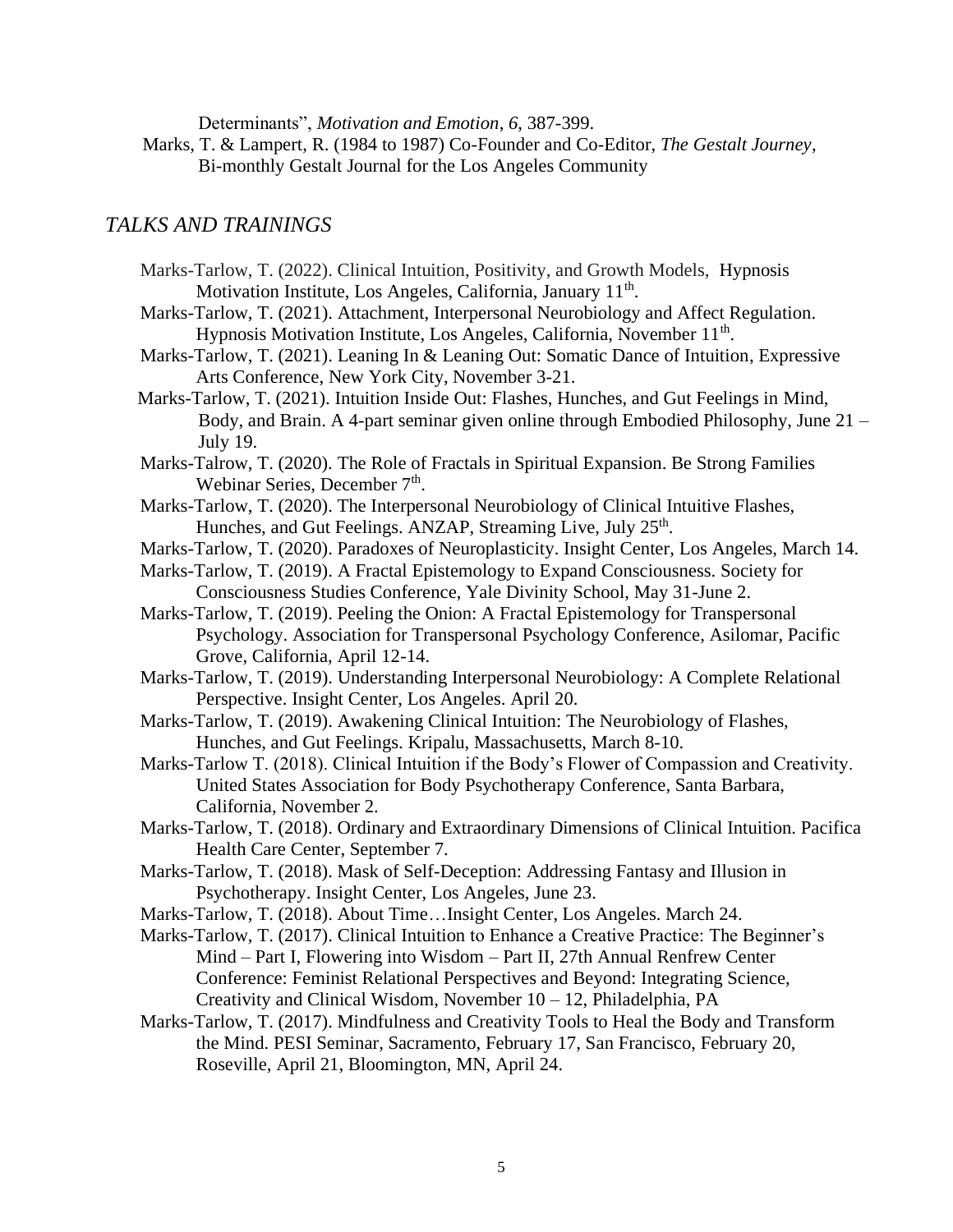Determinants", *Motivation and Emotion*, *6*, 387-399.

Marks, T. & Lampert, R. (1984 to 1987) Co-Founder and Co-Editor, *The Gestalt Journey*, Bi-monthly Gestalt Journal for the Los Angeles Community

## *TALKS AND TRAININGS*

Marks-Tarlow, T. (2022). Clinical Intuition, Positivity, and Growth Models, Hypnosis Motivation Institute, Los Angeles, California, January 11th.

Marks-Tarlow, T. (2021). Attachment, Interpersonal Neurobiology and Affect Regulation. Hypnosis Motivation Institute, Los Angeles, California, November 11th.

Marks-Tarlow, T. (2021). Leaning In & Leaning Out: Somatic Dance of Intuition, Expressive Arts Conference, New York City, November 3-21.

Marks-Tarlow, T. (2021). Intuition Inside Out: Flashes, Hunches, and Gut Feelings in Mind, Body, and Brain. A 4-part seminar given online through Embodied Philosophy, June 21 – July 19.

Marks-Talrow, T. (2020). The Role of Fractals in Spiritual Expansion. Be Strong Families Webinar Series, December 7th.

Marks-Tarlow, T. (2020). The Interpersonal Neurobiology of Clinical Intuitive Flashes, Hunches, and Gut Feelings. ANZAP, Streaming Live, July 25th.

Marks-Tarlow, T. (2020). Paradoxes of Neuroplasticity. Insight Center, Los Angeles, March 14.

Marks-Tarlow, T. (2019). A Fractal Epistemology to Expand Consciousness. Society for Consciousness Studies Conference, Yale Divinity School, May 31-June 2.

Marks-Tarlow, T. (2019). Peeling the Onion: A Fractal Epistemology for Transpersonal Psychology. Association for Transpersonal Psychology Conference, Asilomar, Pacific Grove, California, April 12-14.

Marks-Tarlow, T. (2019). Understanding Interpersonal Neurobiology: A Complete Relational Perspective. Insight Center, Los Angeles. April 20.

Marks-Tarlow, T. (2019). Awakening Clinical Intuition: The Neurobiology of Flashes, Hunches, and Gut Feelings. Kripalu, Massachusetts, March 8-10.

Marks-Tarlow T. (2018). Clinical Intuition if the Body's Flower of Compassion and Creativity. United States Association for Body Psychotherapy Conference, Santa Barbara, California, November 2.

Marks-Tarlow, T. (2018). Ordinary and Extraordinary Dimensions of Clinical Intuition. Pacifica Health Care Center, September 7.

Marks-Tarlow, T. (2018). Mask of Self-Deception: Addressing Fantasy and Illusion in Psychotherapy. Insight Center, Los Angeles, June 23.

Marks-Tarlow, T. (2018). About Time…Insight Center, Los Angeles. March 24.

Marks-Tarlow, T. (2017). Clinical Intuition to Enhance a Creative Practice: The Beginner's Mind – Part I, Flowering into Wisdom – Part II, 27th Annual Renfrew Center Conference: Feminist Relational Perspectives and Beyond: Integrating Science, Creativity and Clinical Wisdom, November 10 – 12, Philadelphia, PA

Marks-Tarlow, T. (2017). Mindfulness and Creativity Tools to Heal the Body and Transform the Mind. PESI Seminar, Sacramento, February 17, San Francisco, February 20, Roseville, April 21, Bloomington, MN, April 24.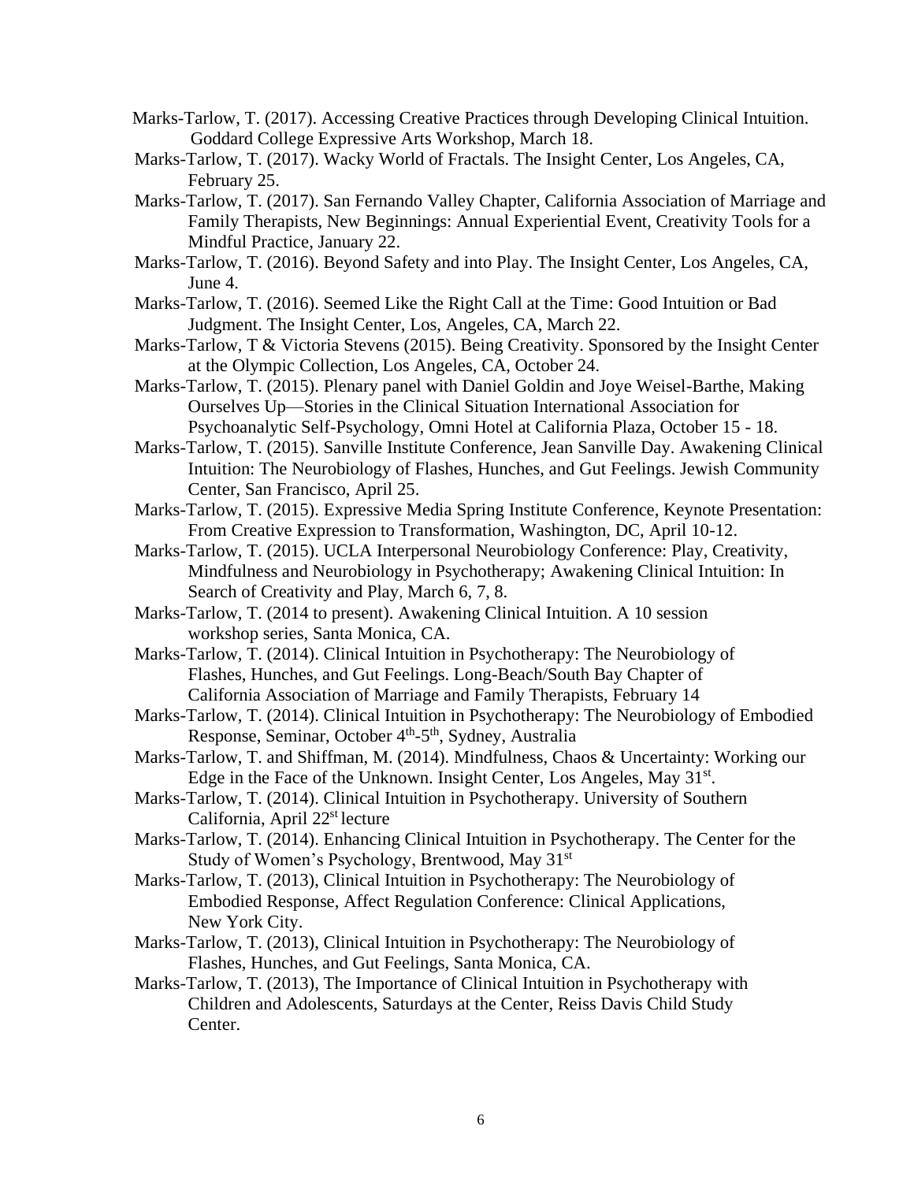Marks-Tarlow, T. (2017). Accessing Creative Practices through Developing Clinical Intuition. Goddard College Expressive Arts Workshop, March 18.

Marks-Tarlow, T. (2017). Wacky World of Fractals. The Insight Center, Los Angeles, CA, February 25.

Marks-Tarlow, T. (2017). San Fernando Valley Chapter, California Association of Marriage and Family Therapists, New Beginnings: Annual Experiential Event, Creativity Tools for a Mindful Practice, January 22.

Marks-Tarlow, T. (2016). Beyond Safety and into Play. The Insight Center, Los Angeles, CA, June 4.

Marks-Tarlow, T. (2016). Seemed Like the Right Call at the Time: Good Intuition or Bad Judgment. The Insight Center, Los, Angeles, CA, March 22.

Marks-Tarlow, T & Victoria Stevens (2015). Being Creativity. Sponsored by the Insight Center at the Olympic Collection, Los Angeles, CA, October 24.

Marks-Tarlow, T. (2015). Plenary panel with Daniel Goldin and Joye Weisel-Barthe, Making Ourselves Up—Stories in the Clinical Situation International Association for Psychoanalytic Self-Psychology, Omni Hotel at California Plaza, October 15 - 18.

Marks-Tarlow, T. (2015). Sanville Institute Conference, Jean Sanville Day. Awakening Clinical Intuition: The Neurobiology of Flashes, Hunches, and Gut Feelings. Jewish Community Center, San Francisco, April 25.

Marks-Tarlow, T. (2015). Expressive Media Spring Institute Conference, Keynote Presentation: From Creative Expression to Transformation, Washington, DC, April 10-12.

Marks-Tarlow, T. (2015). UCLA Interpersonal Neurobiology Conference: Play, Creativity, Mindfulness and Neurobiology in Psychotherapy; Awakening Clinical Intuition: In Search of Creativity and Play, March 6, 7, 8.

Marks-Tarlow, T. (2014 to present). Awakening Clinical Intuition. A 10 session workshop series, Santa Monica, CA.

Marks-Tarlow, T. (2014). Clinical Intuition in Psychotherapy: The Neurobiology of Flashes, Hunches, and Gut Feelings. Long-Beach/South Bay Chapter of California Association of Marriage and Family Therapists, February 14

Marks-Tarlow, T. (2014). Clinical Intuition in Psychotherapy: The Neurobiology of Embodied Response, Seminar, October 4th-5th, Sydney, Australia

Marks-Tarlow, T. and Shiffman, M. (2014). Mindfulness, Chaos & Uncertainty: Working our Edge in the Face of the Unknown. Insight Center, Los Angeles, May 31st.

Marks-Tarlow, T. (2014). Clinical Intuition in Psychotherapy. University of Southern California, April 22st lecture

Marks-Tarlow, T. (2014). Enhancing Clinical Intuition in Psychotherapy. The Center for the Study of Women's Psychology, Brentwood, May 31st

Marks-Tarlow, T. (2013), Clinical Intuition in Psychotherapy: The Neurobiology of Embodied Response, Affect Regulation Conference: Clinical Applications, New York City.

Marks-Tarlow, T. (2013), Clinical Intuition in Psychotherapy: The Neurobiology of Flashes, Hunches, and Gut Feelings, Santa Monica, CA.

Marks-Tarlow, T. (2013), The Importance of Clinical Intuition in Psychotherapy with Children and Adolescents, Saturdays at the Center, Reiss Davis Child Study Center.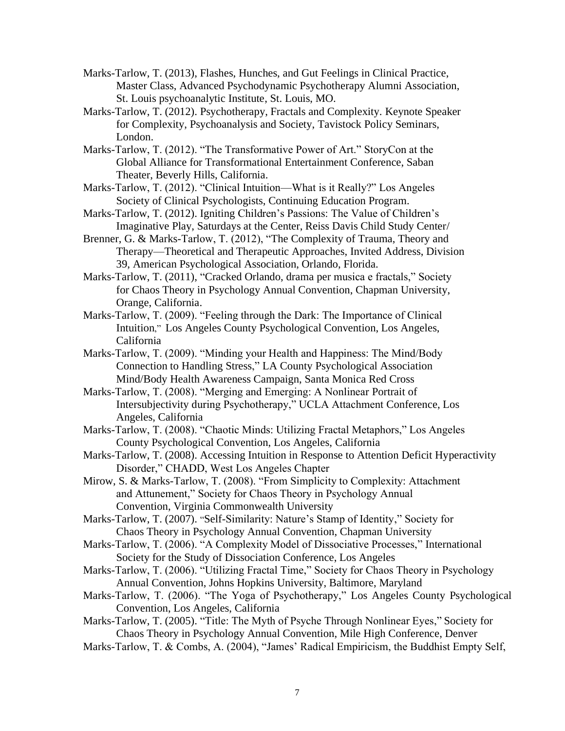Marks-Tarlow, T. (2013), Flashes, Hunches, and Gut Feelings in Clinical Practice, Master Class, Advanced Psychodynamic Psychotherapy Alumni Association, St. Louis psychoanalytic Institute, St. Louis, MO.

Marks-Tarlow, T. (2012). Psychotherapy, Fractals and Complexity. Keynote Speaker for Complexity, Psychoanalysis and Society, Tavistock Policy Seminars, London.

Marks-Tarlow, T. (2012). "The Transformative Power of Art." StoryCon at the Global Alliance for Transformational Entertainment Conference, Saban Theater, Beverly Hills, California.

Marks-Tarlow, T. (2012). "Clinical Intuition—What is it Really?" Los Angeles Society of Clinical Psychologists, Continuing Education Program.

Marks-Tarlow, T. (2012). Igniting Children's Passions: The Value of Children's Imaginative Play, Saturdays at the Center, Reiss Davis Child Study Center/

Brenner, G. & Marks-Tarlow, T. (2012), "The Complexity of Trauma, Theory and Therapy—Theoretical and Therapeutic Approaches, Invited Address, Division 39, American Psychological Association, Orlando, Florida.

Marks-Tarlow, T. (2011), "Cracked Orlando, drama per musica e fractals," Society for Chaos Theory in Psychology Annual Convention, Chapman University, Orange, California.

Marks-Tarlow, T. (2009). "Feeling through the Dark: The Importance of Clinical Intuition," Los Angeles County Psychological Convention, Los Angeles, California

Marks-Tarlow, T. (2009). "Minding your Health and Happiness: The Mind/Body Connection to Handling Stress," LA County Psychological Association Mind/Body Health Awareness Campaign, Santa Monica Red Cross

Marks-Tarlow, T. (2008). "Merging and Emerging: A Nonlinear Portrait of Intersubjectivity during Psychotherapy," UCLA Attachment Conference, Los Angeles, California

Marks-Tarlow, T. (2008). "Chaotic Minds: Utilizing Fractal Metaphors," Los Angeles County Psychological Convention, Los Angeles, California

Marks-Tarlow, T. (2008). Accessing Intuition in Response to Attention Deficit Hyperactivity Disorder," CHADD, West Los Angeles Chapter

Mirow, S. & Marks-Tarlow, T. (2008). "From Simplicity to Complexity: Attachment and Attunement," Society for Chaos Theory in Psychology Annual Convention, Virginia Commonwealth University

Marks-Tarlow, T. (2007). "Self-Similarity: Nature's Stamp of Identity," Society for Chaos Theory in Psychology Annual Convention, Chapman University

Marks-Tarlow, T. (2006). "A Complexity Model of Dissociative Processes," International Society for the Study of Dissociation Conference, Los Angeles

Marks-Tarlow, T. (2006). "Utilizing Fractal Time," Society for Chaos Theory in Psychology Annual Convention, Johns Hopkins University, Baltimore, Maryland

Marks-Tarlow, T. (2006). "The Yoga of Psychotherapy," Los Angeles County Psychological Convention, Los Angeles, California

Marks-Tarlow, T. (2005). "Title: The Myth of Psyche Through Nonlinear Eyes," Society for Chaos Theory in Psychology Annual Convention, Mile High Conference, Denver

Marks-Tarlow, T. & Combs, A. (2004), "James' Radical Empiricism, the Buddhist Empty Self,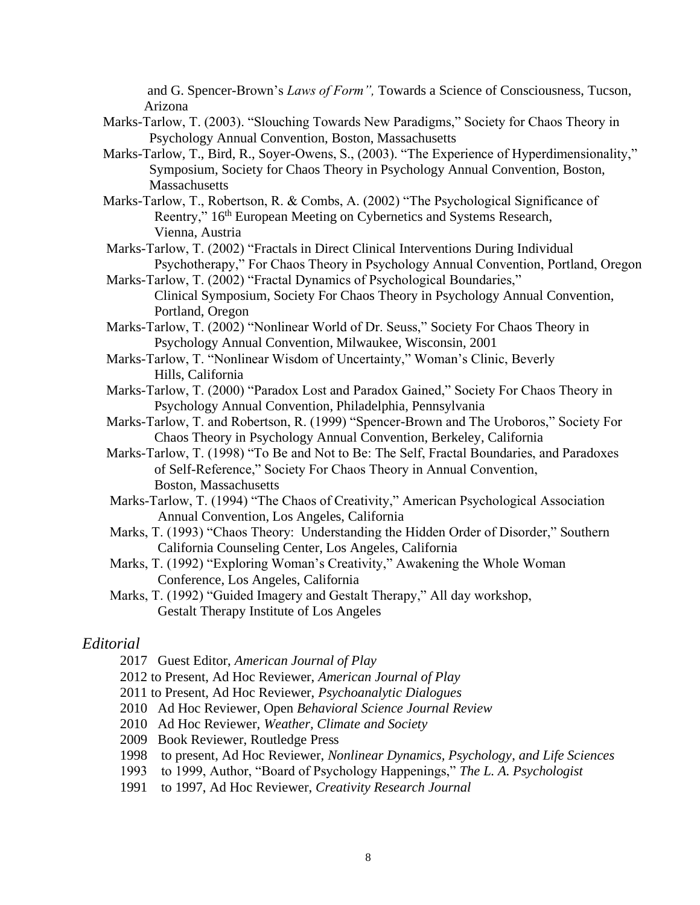and G. Spencer-Brown's *Laws of Form",* Towards a Science of Consciousness, Tucson, Arizona

Marks-Tarlow, T. (2003). "Slouching Towards New Paradigms," Society for Chaos Theory in Psychology Annual Convention, Boston, Massachusetts

Marks-Tarlow, T., Bird, R., Soyer-Owens, S., (2003). "The Experience of Hyperdimensionality," Symposium, Society for Chaos Theory in Psychology Annual Convention, Boston, Massachusetts

Marks-Tarlow, T., Robertson, R. & Combs, A. (2002) "The Psychological Significance of Reentry," 16th European Meeting on Cybernetics and Systems Research, Vienna, Austria

Marks-Tarlow, T. (2002) "Fractals in Direct Clinical Interventions During Individual Psychotherapy," For Chaos Theory in Psychology Annual Convention, Portland, Oregon

Marks-Tarlow, T. (2002) "Fractal Dynamics of Psychological Boundaries," Clinical Symposium, Society For Chaos Theory in Psychology Annual Convention, Portland, Oregon

Marks-Tarlow, T. (2002) "Nonlinear World of Dr. Seuss," Society For Chaos Theory in Psychology Annual Convention, Milwaukee, Wisconsin, 2001

Marks-Tarlow, T. "Nonlinear Wisdom of Uncertainty," Woman's Clinic, Beverly Hills, California

Marks-Tarlow, T. (2000) "Paradox Lost and Paradox Gained," Society For Chaos Theory in Psychology Annual Convention, Philadelphia, Pennsylvania

Marks-Tarlow, T. and Robertson, R. (1999) "Spencer-Brown and The Uroboros," Society For Chaos Theory in Psychology Annual Convention, Berkeley, California

Marks-Tarlow, T. (1998) "To Be and Not to Be: The Self, Fractal Boundaries, and Paradoxes of Self-Reference," Society For Chaos Theory in Annual Convention, Boston, Massachusetts

Marks-Tarlow, T. (1994) "The Chaos of Creativity," American Psychological Association Annual Convention, Los Angeles, California

Marks, T. (1993) "Chaos Theory: Understanding the Hidden Order of Disorder," Southern California Counseling Center, Los Angeles, California

Marks, T. (1992) "Exploring Woman's Creativity," Awakening the Whole Woman Conference, Los Angeles, California

Marks, T. (1992) "Guided Imagery and Gestalt Therapy," All day workshop, Gestalt Therapy Institute of Los Angeles

## *Editorial*

2017 Guest Editor, *American Journal of Play*

2012 to Present, Ad Hoc Reviewer, *American Journal of Play*

2011 to Present, Ad Hoc Reviewer, *Psychoanalytic Dialogues*

2010 Ad Hoc Reviewer, Open *Behavioral Science Journal Review*

2010 Ad Hoc Reviewer, *Weather, Climate and Society*

2009 Book Reviewer, Routledge Press

1998 to present, Ad Hoc Reviewer, *Nonlinear Dynamics, Psychology, and Life Sciences*

1993 to 1999, Author, "Board of Psychology Happenings," *The L. A. Psychologist*

1991 to 1997, Ad Hoc Reviewer, *Creativity Research Journal*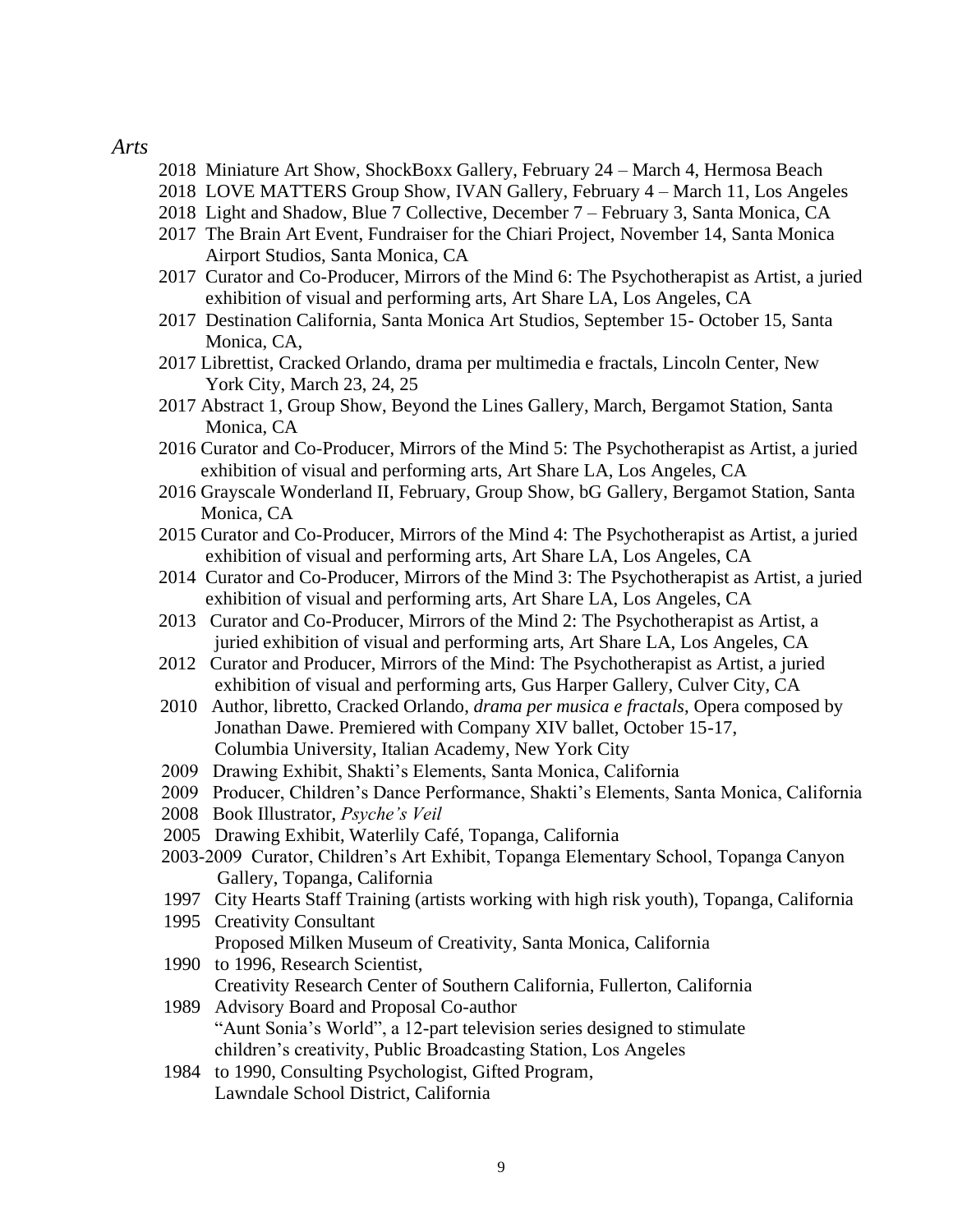*Arts*

- 2018 Miniature Art Show, ShockBoxx Gallery, February 24 – March 4, Hermosa Beach
- 2018 LOVE MATTERS Group Show, IVAN Gallery, February 4 – March 11, Los Angeles
- 2018 Light and Shadow, Blue 7 Collective, December 7 – February 3, Santa Monica, CA
- 2017 The Brain Art Event, Fundraiser for the Chiari Project, November 14, Santa Monica Airport Studios, Santa Monica, CA
- 2017 Curator and Co-Producer, Mirrors of the Mind 6: The Psychotherapist as Artist, a juried exhibition of visual and performing arts, Art Share LA, Los Angeles, CA
- 2017 Destination California, Santa Monica Art Studios, September 15- October 15, Santa Monica, CA,
- 2017 Librettist, Cracked Orlando, drama per multimedia e fractals, Lincoln Center, New York City, March 23, 24, 25
- 2017 Abstract 1, Group Show, Beyond the Lines Gallery, March, Bergamot Station, Santa Monica, CA
- 2016 Curator and Co-Producer, Mirrors of the Mind 5: The Psychotherapist as Artist, a juried exhibition of visual and performing arts, Art Share LA, Los Angeles, CA
- 2016 Grayscale Wonderland II, February, Group Show, bG Gallery, Bergamot Station, Santa Monica, CA
- 2015 Curator and Co-Producer, Mirrors of the Mind 4: The Psychotherapist as Artist, a juried exhibition of visual and performing arts, Art Share LA, Los Angeles, CA
- 2014 Curator and Co-Producer, Mirrors of the Mind 3: The Psychotherapist as Artist, a juried exhibition of visual and performing arts, Art Share LA, Los Angeles, CA
- 2013 Curator and Co-Producer, Mirrors of the Mind 2: The Psychotherapist as Artist, a juried exhibition of visual and performing arts, Art Share LA, Los Angeles, CA
- 2012 Curator and Producer, Mirrors of the Mind: The Psychotherapist as Artist, a juried exhibition of visual and performing arts, Gus Harper Gallery, Culver City, CA
- 2010 Author, libretto, Cracked Orlando, *drama per musica e fractals*, Opera composed by Jonathan Dawe. Premiered with Company XIV ballet, October 15-17, Columbia University, Italian Academy, New York City
- 2009 Drawing Exhibit, Shakti's Elements, Santa Monica, California
- 2009 Producer, Children's Dance Performance, Shakti's Elements, Santa Monica, California
- 2008 Book Illustrator, *Psyche's Veil*
- 2005 Drawing Exhibit, Waterlily Café, Topanga, California
- 2003-2009 Curator, Children's Art Exhibit, Topanga Elementary School, Topanga Canyon Gallery, Topanga, California
- 1997 City Hearts Staff Training (artists working with high risk youth), Topanga, California
- 1995 Creativity Consultant
  Proposed Milken Museum of Creativity, Santa Monica, California
- 1990 to 1996, Research Scientist,
  Creativity Research Center of Southern California, Fullerton, California
- 1989 Advisory Board and Proposal Co-author
  "Aunt Sonia's World", a 12-part television series designed to stimulate children's creativity, Public Broadcasting Station, Los Angeles
- 1984 to 1990, Consulting Psychologist, Gifted Program,
  Lawndale School District, California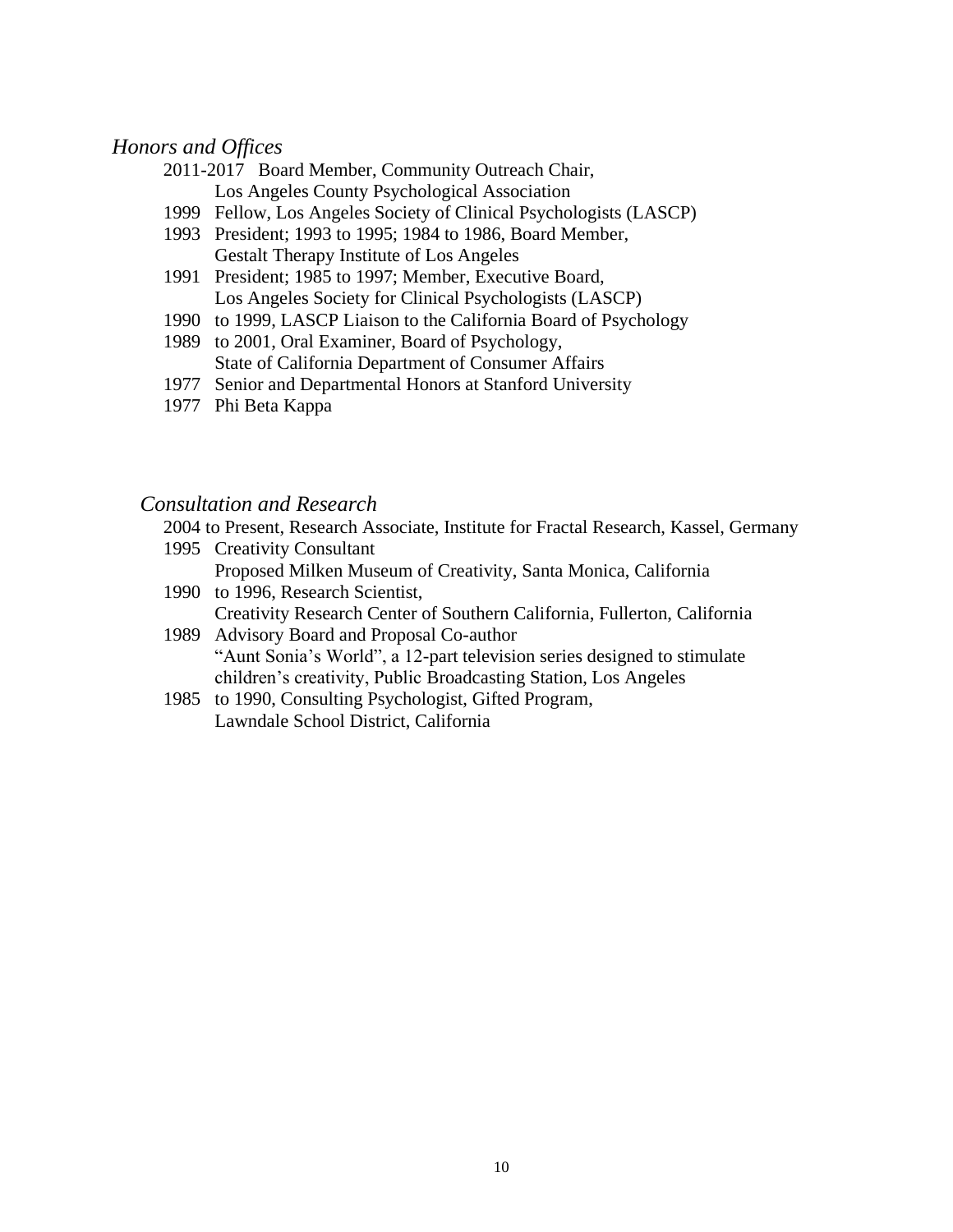### *Honors and Offices*

2011-2017 Board Member, Community Outreach Chair,
Los Angeles County Psychological Association

1999 Fellow, Los Angeles Society of Clinical Psychologists (LASCP)

1993 President; 1993 to 1995; 1984 to 1986, Board Member,
Gestalt Therapy Institute of Los Angeles

1991 President; 1985 to 1997; Member, Executive Board,
Los Angeles Society for Clinical Psychologists (LASCP)

1990 to 1999, LASCP Liaison to the California Board of Psychology

1989 to 2001, Oral Examiner, Board of Psychology,
State of California Department of Consumer Affairs

1977 Senior and Departmental Honors at Stanford University

1977 Phi Beta Kappa

### *Consultation and Research*

2004 to Present, Research Associate, Institute for Fractal Research, Kassel, Germany

1995 Creativity Consultant
Proposed Milken Museum of Creativity, Santa Monica, California

1990 to 1996, Research Scientist,
Creativity Research Center of Southern California, Fullerton, California

1989 Advisory Board and Proposal Co-author
"Aunt Sonia's World", a 12-part television series designed to stimulate children's creativity, Public Broadcasting Station, Los Angeles

1985 to 1990, Consulting Psychologist, Gifted Program,
Lawndale School District, California